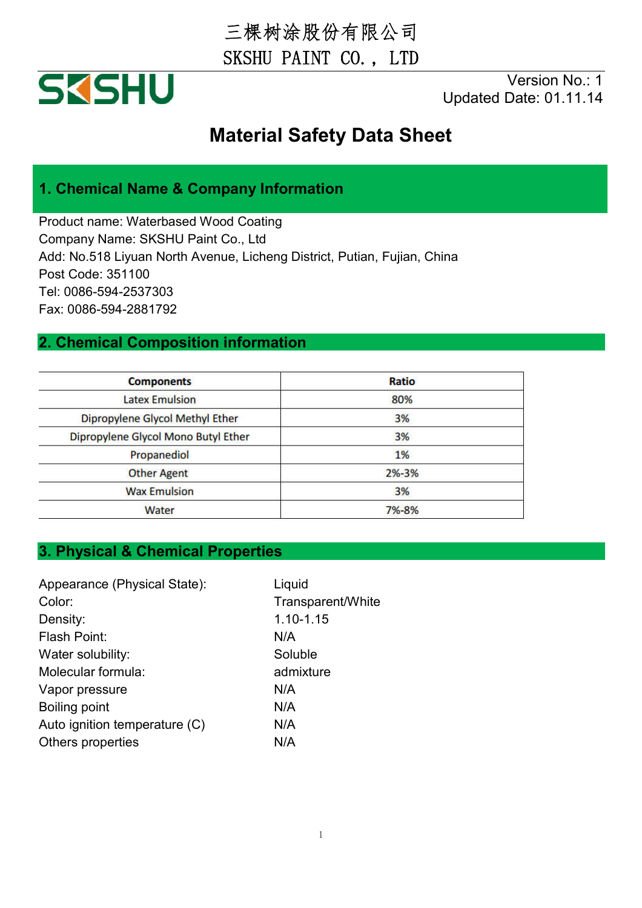三棵树涂股份有限公司

SKSHU PAINT CO., LTD

SKSHU

Version No.: 1
Updated Date: 01.11.14

# Material Safety Data Sheet

## 1. Chemical Name & Company Information

Product name: Waterbased Wood Coating
Company Name: SKSHU Paint Co., Ltd
Add: No.518 Liyuan North Avenue, Licheng District, Putian, Fujian, China
Post Code: 351100
Tel: 0086-594-2537303
Fax: 0086-594-2881792

## 2. Chemical Composition information

| Components | Ratio |
|---|---|
| Latex Emulsion | 80% |
| Dipropylene Glycol Methyl Ether | 3% |
| Dipropylene Glycol Mono Butyl Ether | 3% |
| Propanediol | 1% |
| Other Agent | 2%-3% |
| Wax Emulsion | 3% |
| Water | 7%-8% |

## 3. Physical & Chemical Properties

| | |
|---|---|
| Appearance (Physical State): | Liquid |
| Color: | Transparent/White |
| Density: | 1.10-1.15 |
| Flash Point: | N/A |
| Water solubility: | Soluble |
| Molecular formula: | admixture |
| Vapor pressure | N/A |
| Boiling point | N/A |
| Auto ignition temperature (C) | N/A |
| Others properties | N/A |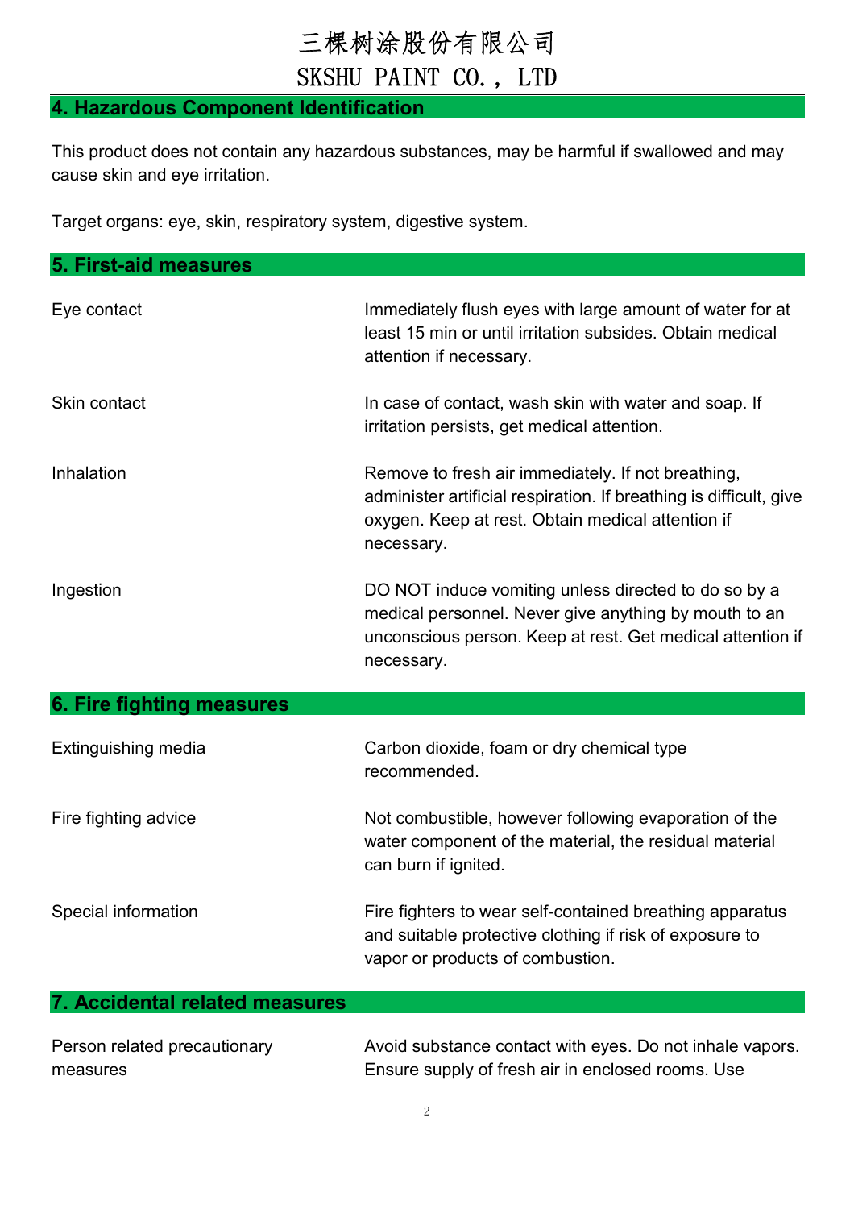## 4. Hazardous Component Identification

This product does not contain any hazardous substances, may be harmful if swallowed and may cause skin and eye irritation.

Target organs: eye, skin, respiratory system, digestive system.

## 5. First-aid measures

| | |
|---|---|
| Eye contact | Immediately flush eyes with large amount of water for at least 15 min or until irritation subsides. Obtain medical attention if necessary. |
| Skin contact | In case of contact, wash skin with water and soap. If irritation persists, get medical attention. |
| Inhalation | Remove to fresh air immediately. If not breathing, administer artificial respiration. If breathing is difficult, give oxygen. Keep at rest. Obtain medical attention if necessary. |
| Ingestion | DO NOT induce vomiting unless directed to do so by a medical personnel. Never give anything by mouth to an unconscious person. Keep at rest. Get medical attention if necessary. |

## 6. Fire fighting measures

| | |
|---|---|
| Extinguishing media | Carbon dioxide, foam or dry chemical type recommended. |
| Fire fighting advice | Not combustible, however following evaporation of the water component of the material, the residual material can burn if ignited. |
| Special information | Fire fighters to wear self-contained breathing apparatus and suitable protective clothing if risk of exposure to vapor or products of combustion. |

## 7. Accidental related measures

| | |
|---|---|
| Person related precautionary measures | Avoid substance contact with eyes. Do not inhale vapors. Ensure supply of fresh air in enclosed rooms. Use |